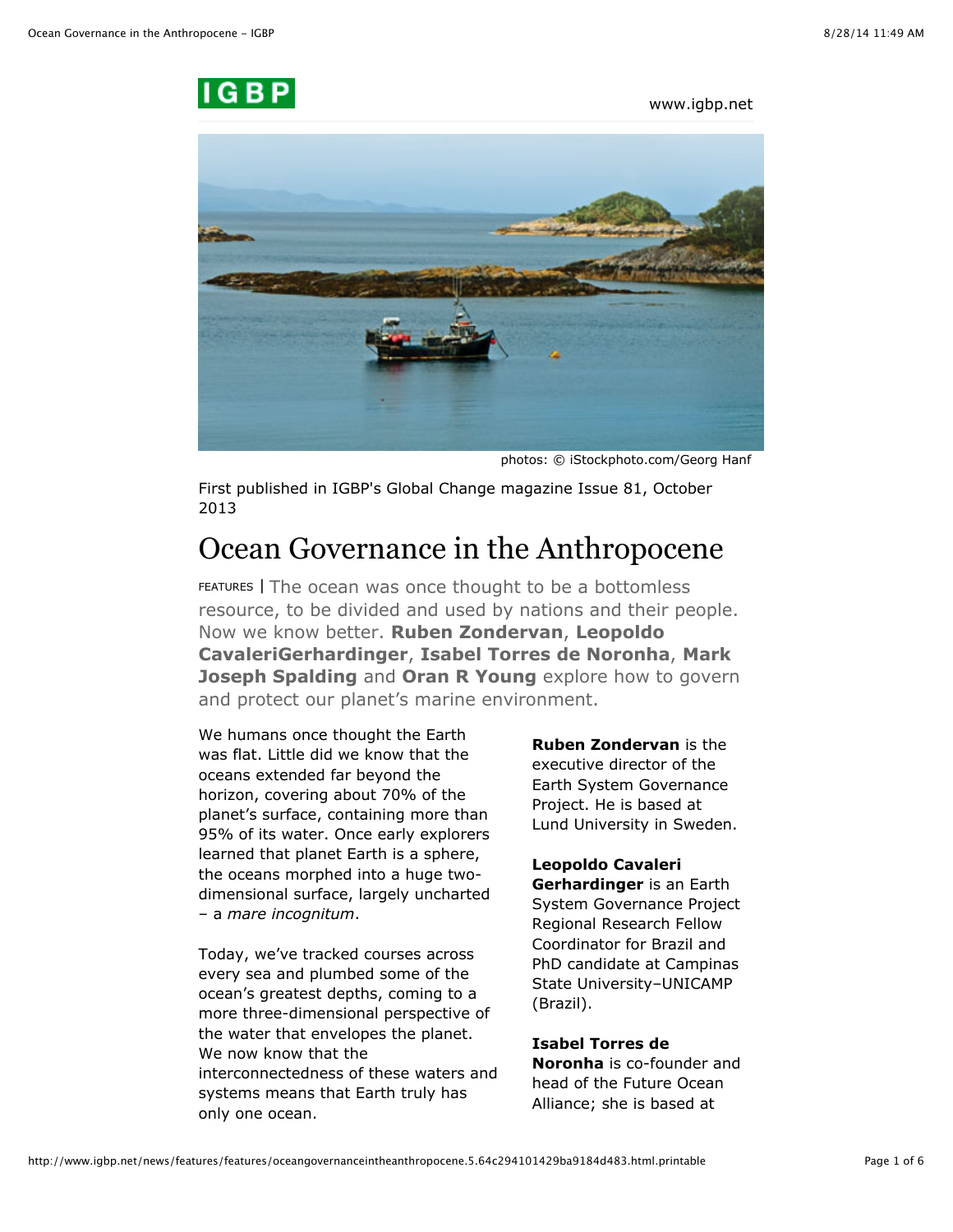www.igbp.net

photos: © iStockphoto.com/Georg Hanf

First published in IGBP's Global Change magazine Issue 81, October 2013

# Ocean Governance in the Anthropocene

FEATURES | The ocean was once thought to be a bottomless resource, to be divided and used by nations and their people. Now we know better. **Ruben Zondervan**, **Leopoldo CavaleriGerhardinger**, **Isabel Torres de Noronha**, **Mark Joseph Spalding** and **Oran R Young** explore how to govern and protect our planet's marine environment.

We humans once thought the Earth was flat. Little did we know that the oceans extended far beyond the horizon, covering about 70% of the planet's surface, containing more than 95% of its water. Once early explorers learned that planet Earth is a sphere, the oceans morphed into a huge two-dimensional surface, largely uncharted – a *mare incognitum*.

Today, we've tracked courses across every sea and plumbed some of the ocean's greatest depths, coming to a more three-dimensional perspective of the water that envelopes the planet. We now know that the interconnectedness of these waters and systems means that Earth truly has only one ocean.

**Ruben Zondervan** is the executive director of the Earth System Governance Project. He is based at Lund University in Sweden.

**Leopoldo Cavaleri Gerhardinger** is an Earth System Governance Project Regional Research Fellow Coordinator for Brazil and PhD candidate at Campinas State University–UNICAMP (Brazil).

**Isabel Torres de Noronha** is co-founder and head of the Future Ocean Alliance; she is based at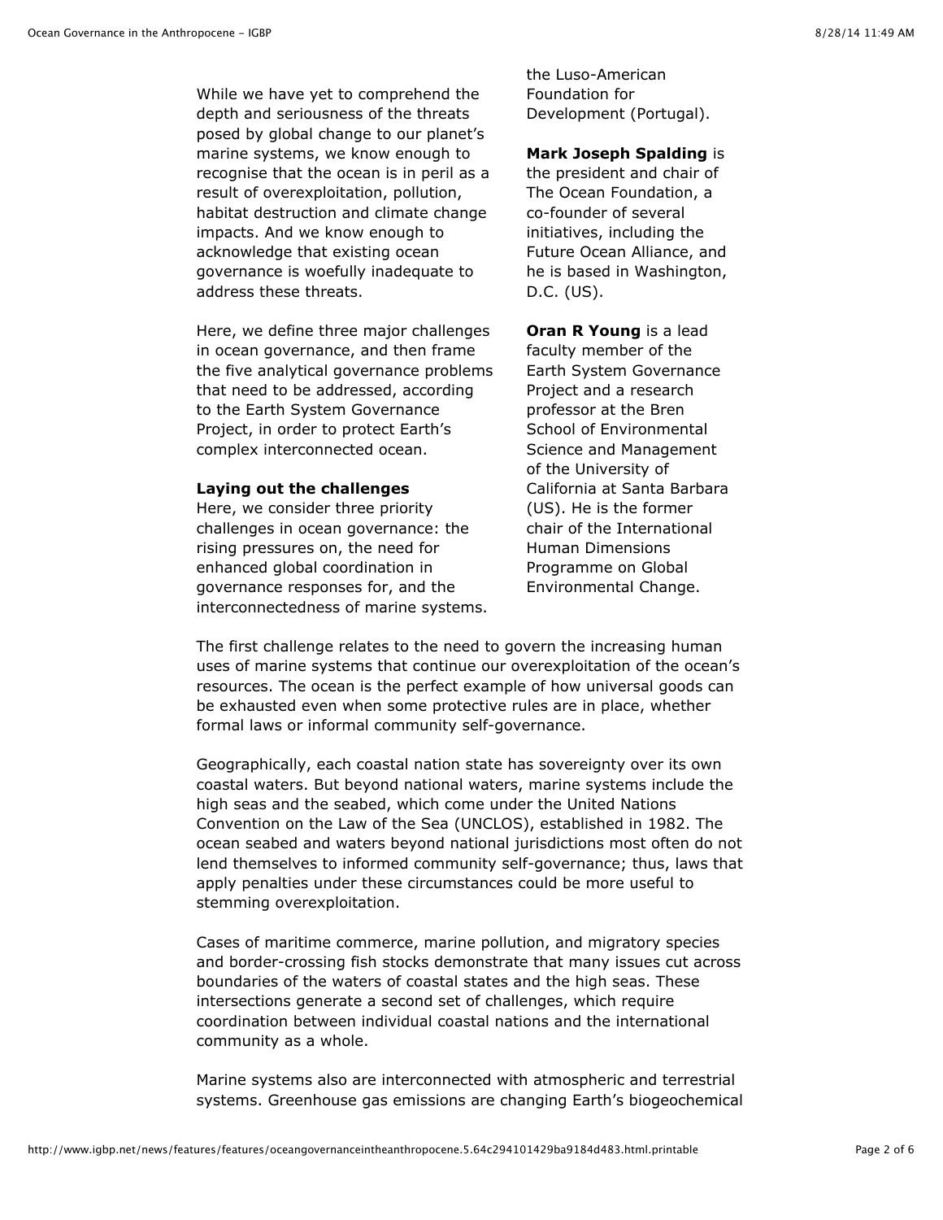While we have yet to comprehend the depth and seriousness of the threats posed by global change to our planet's marine systems, we know enough to recognise that the ocean is in peril as a result of overexploitation, pollution, habitat destruction and climate change impacts. And we know enough to acknowledge that existing ocean governance is woefully inadequate to address these threats.

Here, we define three major challenges in ocean governance, and then frame the five analytical governance problems that need to be addressed, according to the Earth System Governance Project, in order to protect Earth's complex interconnected ocean.

**Laying out the challenges**

Here, we consider three priority challenges in ocean governance: the rising pressures on, the need for enhanced global coordination in governance responses for, and the interconnectedness of marine systems.

the Luso-American Foundation for Development (Portugal).

**Mark Joseph Spalding** is the president and chair of The Ocean Foundation, a co-founder of several initiatives, including the Future Ocean Alliance, and he is based in Washington, D.C. (US).

**Oran R Young** is a lead faculty member of the Earth System Governance Project and a research professor at the Bren School of Environmental Science and Management of the University of California at Santa Barbara (US). He is the former chair of the International Human Dimensions Programme on Global Environmental Change.

The first challenge relates to the need to govern the increasing human uses of marine systems that continue our overexploitation of the ocean's resources. The ocean is the perfect example of how universal goods can be exhausted even when some protective rules are in place, whether formal laws or informal community self-governance.

Geographically, each coastal nation state has sovereignty over its own coastal waters. But beyond national waters, marine systems include the high seas and the seabed, which come under the United Nations Convention on the Law of the Sea (UNCLOS), established in 1982. The ocean seabed and waters beyond national jurisdictions most often do not lend themselves to informed community self-governance; thus, laws that apply penalties under these circumstances could be more useful to stemming overexploitation.

Cases of maritime commerce, marine pollution, and migratory species and border-crossing fish stocks demonstrate that many issues cut across boundaries of the waters of coastal states and the high seas. These intersections generate a second set of challenges, which require coordination between individual coastal nations and the international community as a whole.

Marine systems also are interconnected with atmospheric and terrestrial systems. Greenhouse gas emissions are changing Earth's biogeochemical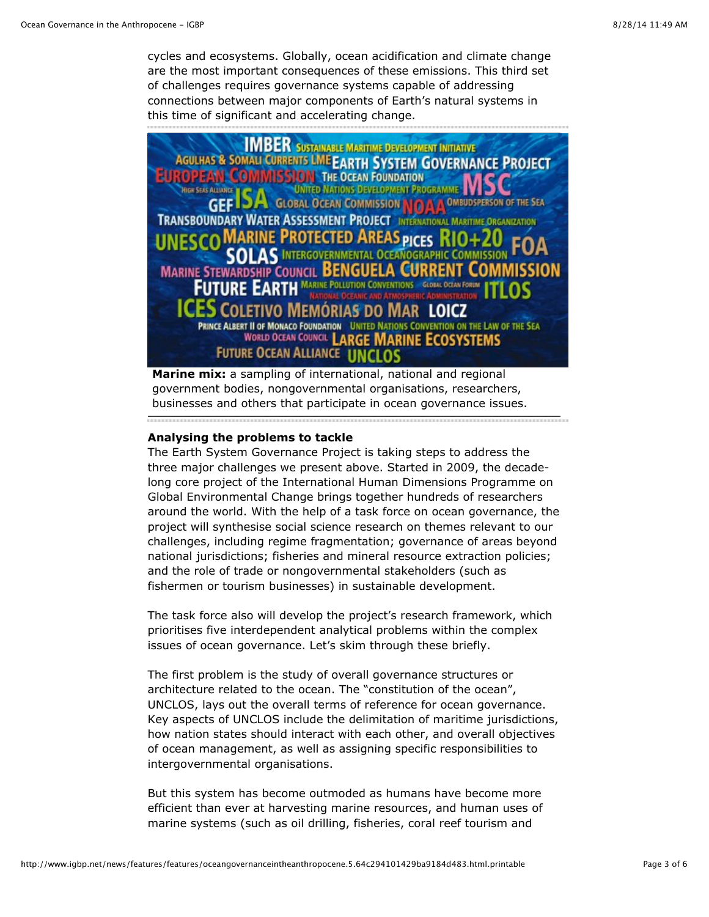cycles and ecosystems. Globally, ocean acidification and climate change are the most important consequences of these emissions. This third set of challenges requires governance systems capable of addressing connections between major components of Earth's natural systems in this time of significant and accelerating change.

**Marine mix:** a sampling of international, national and regional government bodies, nongovernmental organisations, researchers, businesses and others that participate in ocean governance issues.

**Analysing the problems to tackle**

The Earth System Governance Project is taking steps to address the three major challenges we present above. Started in 2009, the decade-long core project of the International Human Dimensions Programme on Global Environmental Change brings together hundreds of researchers around the world. With the help of a task force on ocean governance, the project will synthesise social science research on themes relevant to our challenges, including regime fragmentation; governance of areas beyond national jurisdictions; fisheries and mineral resource extraction policies; and the role of trade or nongovernmental stakeholders (such as fishermen or tourism businesses) in sustainable development.

The task force also will develop the project's research framework, which prioritises five interdependent analytical problems within the complex issues of ocean governance. Let's skim through these briefly.

The first problem is the study of overall governance structures or architecture related to the ocean. The "constitution of the ocean", UNCLOS, lays out the overall terms of reference for ocean governance. Key aspects of UNCLOS include the delimitation of maritime jurisdictions, how nation states should interact with each other, and overall objectives of ocean management, as well as assigning specific responsibilities to intergovernmental organisations.

But this system has become outmoded as humans have become more efficient than ever at harvesting marine resources, and human uses of marine systems (such as oil drilling, fisheries, coral reef tourism and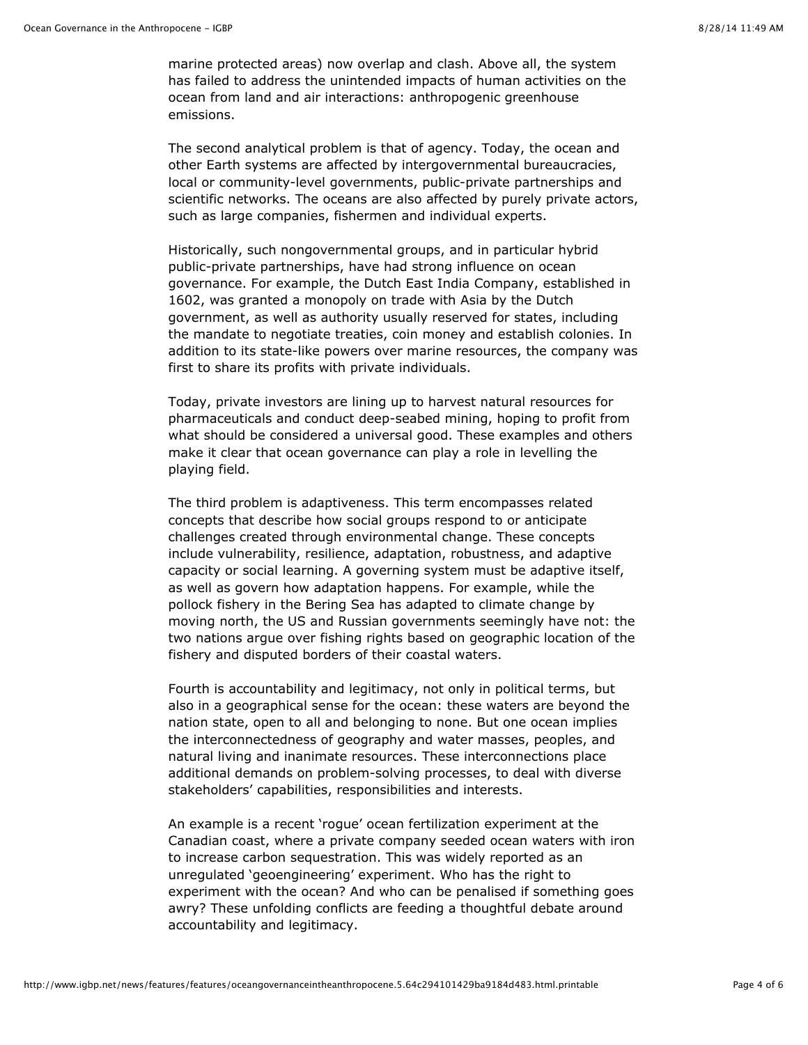marine protected areas) now overlap and clash. Above all, the system has failed to address the unintended impacts of human activities on the ocean from land and air interactions: anthropogenic greenhouse emissions.

The second analytical problem is that of agency. Today, the ocean and other Earth systems are affected by intergovernmental bureaucracies, local or community-level governments, public-private partnerships and scientific networks. The oceans are also affected by purely private actors, such as large companies, fishermen and individual experts.

Historically, such nongovernmental groups, and in particular hybrid public-private partnerships, have had strong influence on ocean governance. For example, the Dutch East India Company, established in 1602, was granted a monopoly on trade with Asia by the Dutch government, as well as authority usually reserved for states, including the mandate to negotiate treaties, coin money and establish colonies. In addition to its state-like powers over marine resources, the company was first to share its profits with private individuals.

Today, private investors are lining up to harvest natural resources for pharmaceuticals and conduct deep-seabed mining, hoping to profit from what should be considered a universal good. These examples and others make it clear that ocean governance can play a role in levelling the playing field.

The third problem is adaptiveness. This term encompasses related concepts that describe how social groups respond to or anticipate challenges created through environmental change. These concepts include vulnerability, resilience, adaptation, robustness, and adaptive capacity or social learning. A governing system must be adaptive itself, as well as govern how adaptation happens. For example, while the pollock fishery in the Bering Sea has adapted to climate change by moving north, the US and Russian governments seemingly have not: the two nations argue over fishing rights based on geographic location of the fishery and disputed borders of their coastal waters.

Fourth is accountability and legitimacy, not only in political terms, but also in a geographical sense for the ocean: these waters are beyond the nation state, open to all and belonging to none. But one ocean implies the interconnectedness of geography and water masses, peoples, and natural living and inanimate resources. These interconnections place additional demands on problem-solving processes, to deal with diverse stakeholders' capabilities, responsibilities and interests.

An example is a recent 'rogue' ocean fertilization experiment at the Canadian coast, where a private company seeded ocean waters with iron to increase carbon sequestration. This was widely reported as an unregulated 'geoengineering' experiment. Who has the right to experiment with the ocean? And who can be penalised if something goes awry? These unfolding conflicts are feeding a thoughtful debate around accountability and legitimacy.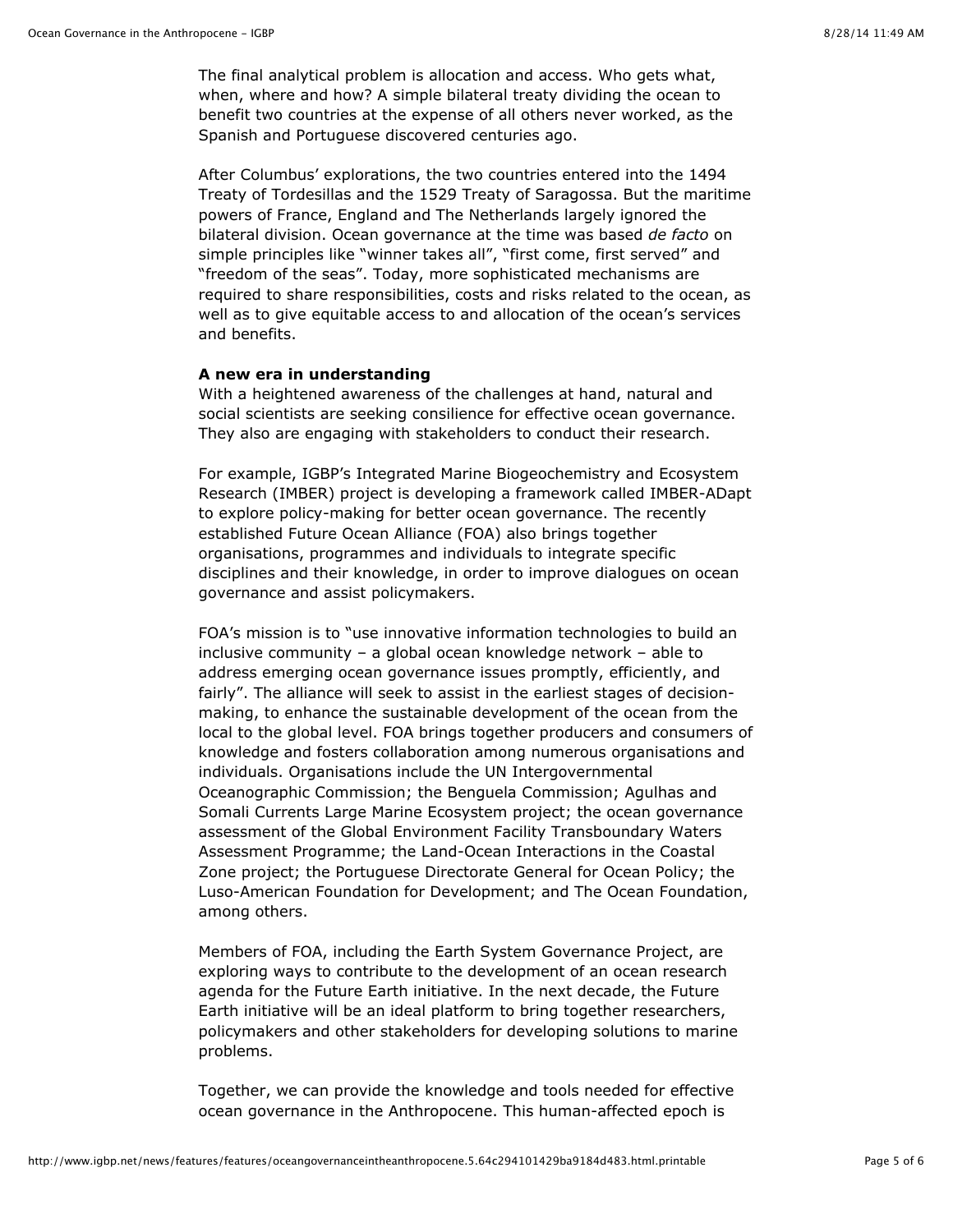The final analytical problem is allocation and access. Who gets what, when, where and how? A simple bilateral treaty dividing the ocean to benefit two countries at the expense of all others never worked, as the Spanish and Portuguese discovered centuries ago.

After Columbus' explorations, the two countries entered into the 1494 Treaty of Tordesillas and the 1529 Treaty of Saragossa. But the maritime powers of France, England and The Netherlands largely ignored the bilateral division. Ocean governance at the time was based *de facto* on simple principles like "winner takes all", "first come, first served" and "freedom of the seas". Today, more sophisticated mechanisms are required to share responsibilities, costs and risks related to the ocean, as well as to give equitable access to and allocation of the ocean's services and benefits.

**A new era in understanding**

With a heightened awareness of the challenges at hand, natural and social scientists are seeking consilience for effective ocean governance. They also are engaging with stakeholders to conduct their research.

For example, IGBP's Integrated Marine Biogeochemistry and Ecosystem Research (IMBER) project is developing a framework called IMBER-ADapt to explore policy-making for better ocean governance. The recently established Future Ocean Alliance (FOA) also brings together organisations, programmes and individuals to integrate specific disciplines and their knowledge, in order to improve dialogues on ocean governance and assist policymakers.

FOA's mission is to "use innovative information technologies to build an inclusive community – a global ocean knowledge network – able to address emerging ocean governance issues promptly, efficiently, and fairly". The alliance will seek to assist in the earliest stages of decision-making, to enhance the sustainable development of the ocean from the local to the global level. FOA brings together producers and consumers of knowledge and fosters collaboration among numerous organisations and individuals. Organisations include the UN Intergovernmental Oceanographic Commission; the Benguela Commission; Agulhas and Somali Currents Large Marine Ecosystem project; the ocean governance assessment of the Global Environment Facility Transboundary Waters Assessment Programme; the Land-Ocean Interactions in the Coastal Zone project; the Portuguese Directorate General for Ocean Policy; the Luso-American Foundation for Development; and The Ocean Foundation, among others.

Members of FOA, including the Earth System Governance Project, are exploring ways to contribute to the development of an ocean research agenda for the Future Earth initiative. In the next decade, the Future Earth initiative will be an ideal platform to bring together researchers, policymakers and other stakeholders for developing solutions to marine problems.

Together, we can provide the knowledge and tools needed for effective ocean governance in the Anthropocene. This human-affected epoch is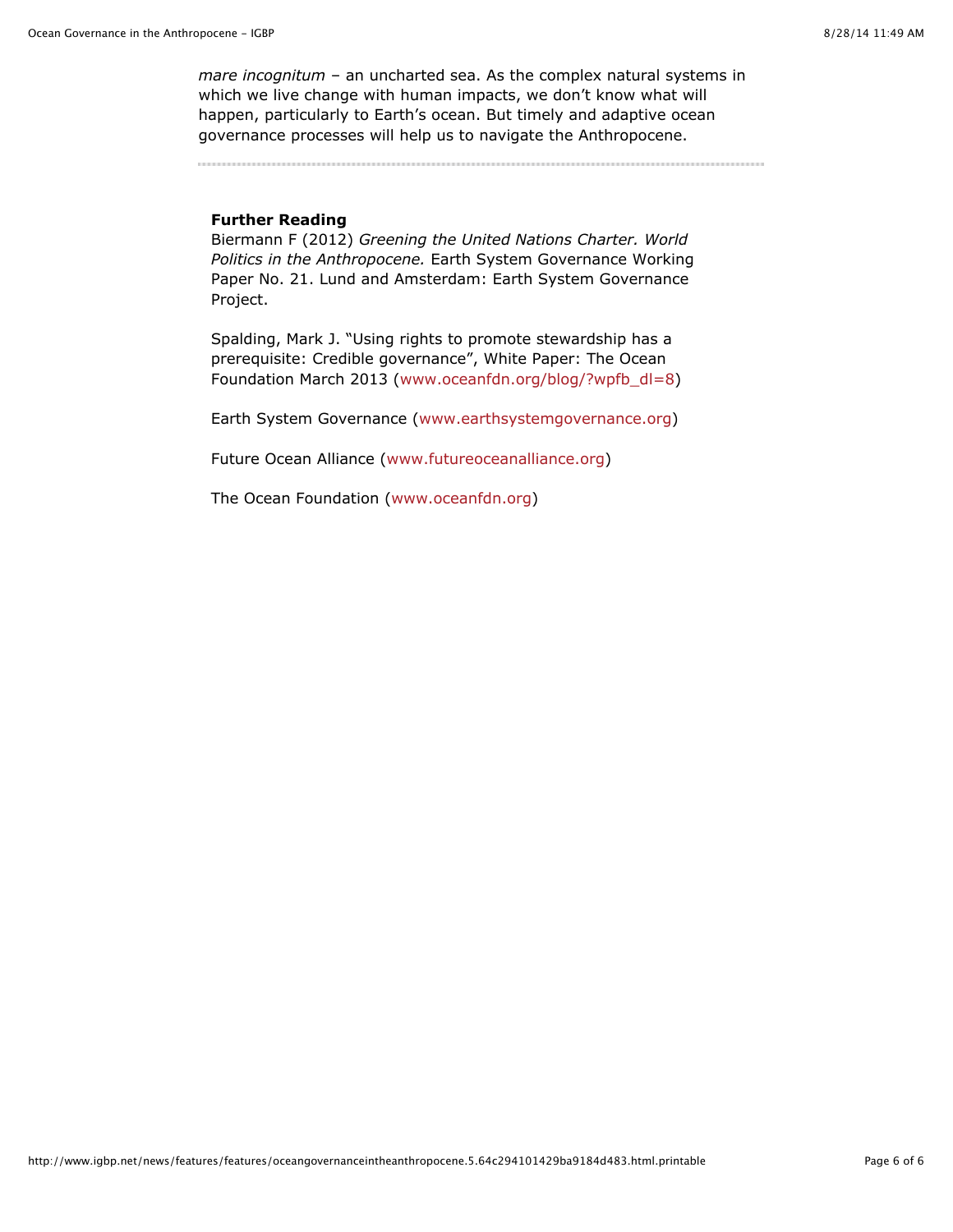*mare incognitum* – an uncharted sea. As the complex natural systems in which we live change with human impacts, we don't know what will happen, particularly to Earth's ocean. But timely and adaptive ocean governance processes will help us to navigate the Anthropocene.

---

**Further Reading**

Biermann F (2012) *Greening the United Nations Charter. World Politics in the Anthropocene.* Earth System Governance Working Paper No. 21. Lund and Amsterdam: Earth System Governance Project.

Spalding, Mark J. "Using rights to promote stewardship has a prerequisite: Credible governance", White Paper: The Ocean Foundation March 2013 (www.oceanfdn.org/blog/?wpfb_dl=8)

Earth System Governance (www.earthsystemgovernance.org)

Future Ocean Alliance (www.futureoceanalliance.org)

The Ocean Foundation (www.oceanfdn.org)